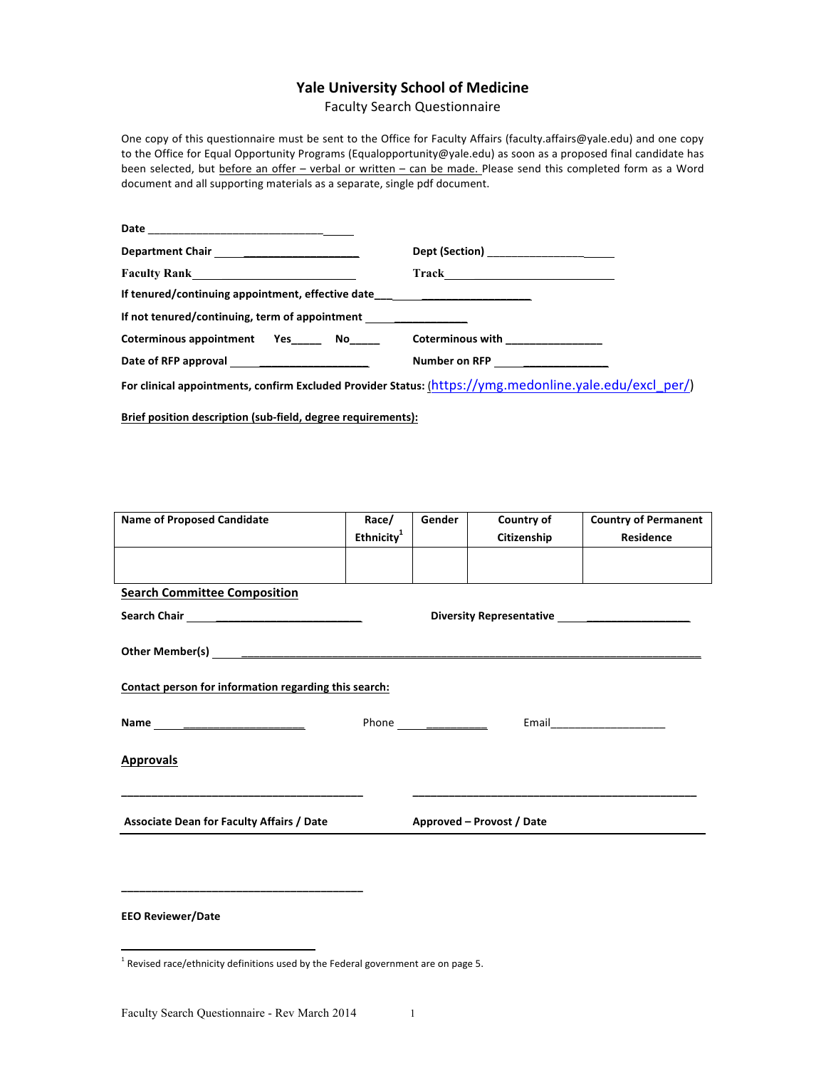# Yale University School of Medicine

Faculty Search Questionnaire

One copy of this questionnaire must be sent to the Office for Faculty Affairs (faculty.affairs@yale.edu) and one copy to the Office for Equal Opportunity Programs (Equalopportunity@yale.edu) as soon as a proposed final candidate has been selected, but before an offer – verbal or written – can be made. Please send this completed form as a Word document and all supporting materials as a separate, single pdf document.

**Date** ___________________________________

**Department Chair** ________________________ **Dept (Section)** _____________________

**Faculty Rank** ___________________________ **Track** _____________________________

**If tenured/continuing appointment, effective date** ___________________________

**If not tenured/continuing, term of appointment** _________________

**Coterminous appointment** **Yes**_____ **No**_____ **Coterminous with** ________________

**Date of RFP approval** ________________________ **Number on RFP** _________________

**For clinical appointments, confirm Excluded Provider Status:** (https://ymg.medonline.yale.edu/excl_per/)

**Brief position description (sub-field, degree requirements):**

| Name of Proposed Candidate | Race/ Ethnicity[1] | Gender | Country of Citizenship | Country of Permanent Residence |
|---|---|---|---|---|
| | | | | |

## Search Committee Composition

**Search Chair** ______________________________ **Diversity Representative** _______________________

**Other Member(s)** ________________________________________________________________________

**Contact person for information regarding this search:**

**Name** __________________________ Phone _______________ Email____________________

## Approvals

________________________________________ ________________________________________________

**Associate Dean for Faculty Affairs / Date** **Approved – Provost / Date**

________________________________________

**EEO Reviewer/Date**

[1] Revised race/ethnicity definitions used by the Federal government are on page 5.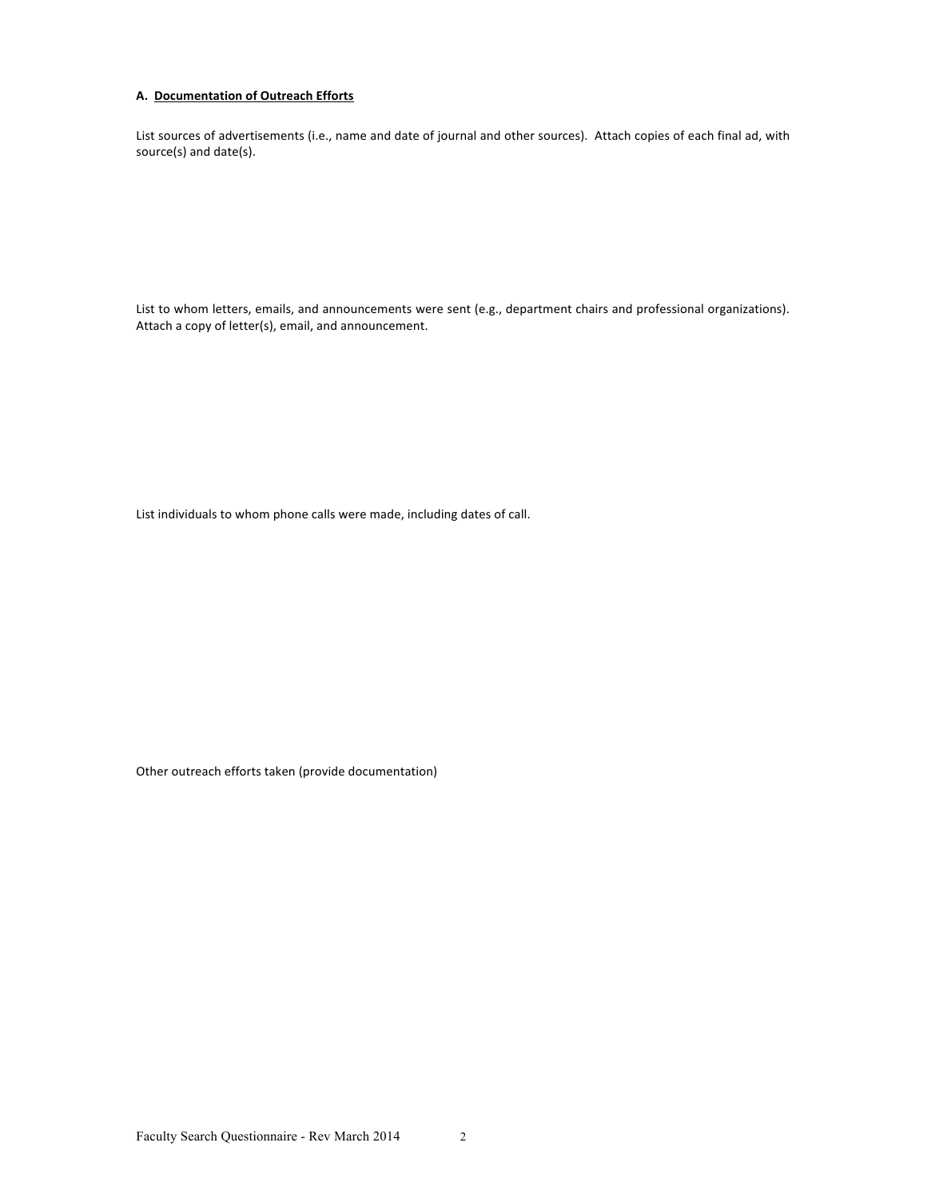**A. <u>Documentation of Outreach Efforts</u>**

List sources of advertisements (i.e., name and date of journal and other sources). Attach copies of each final ad, with source(s) and date(s).

List to whom letters, emails, and announcements were sent (e.g., department chairs and professional organizations). Attach a copy of letter(s), email, and announcement.

List individuals to whom phone calls were made, including dates of call.

Other outreach efforts taken (provide documentation)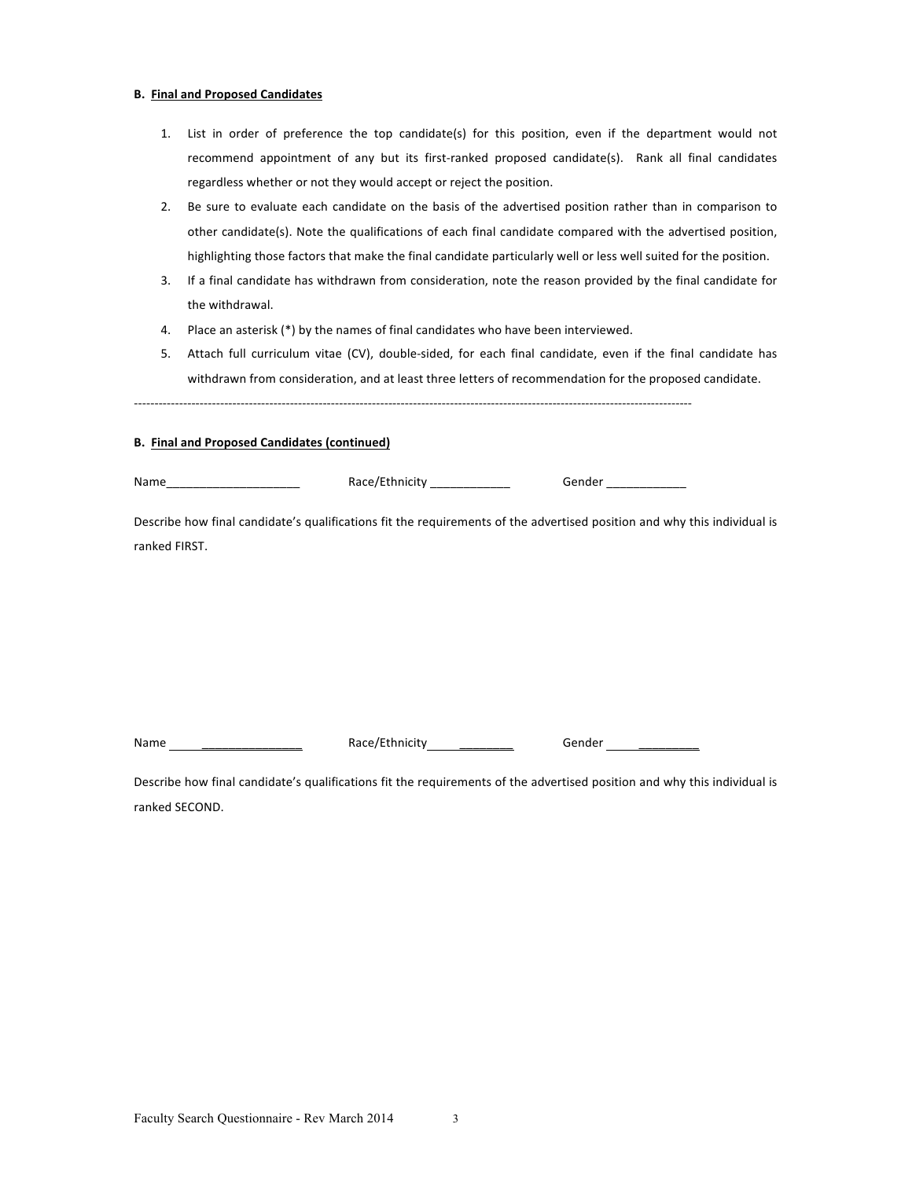**B. Final and Proposed Candidates**

1. List in order of preference the top candidate(s) for this position, even if the department would not recommend appointment of any but its first-ranked proposed candidate(s). Rank all final candidates regardless whether or not they would accept or reject the position.
2. Be sure to evaluate each candidate on the basis of the advertised position rather than in comparison to other candidate(s). Note the qualifications of each final candidate compared with the advertised position, highlighting those factors that make the final candidate particularly well or less well suited for the position.
3. If a final candidate has withdrawn from consideration, note the reason provided by the final candidate for the withdrawal.
4. Place an asterisk (*) by the names of final candidates who have been interviewed.
5. Attach full curriculum vitae (CV), double-sided, for each final candidate, even if the final candidate has withdrawn from consideration, and at least three letters of recommendation for the proposed candidate.

---

**B. Final and Proposed Candidates (continued)**

Name____________________ Race/Ethnicity ____________ Gender ____________

Describe how final candidate's qualifications fit the requirements of the advertised position and why this individual is ranked FIRST.

Name ____________________ Race/Ethnicity ____________ Gender ____________

Describe how final candidate's qualifications fit the requirements of the advertised position and why this individual is ranked SECOND.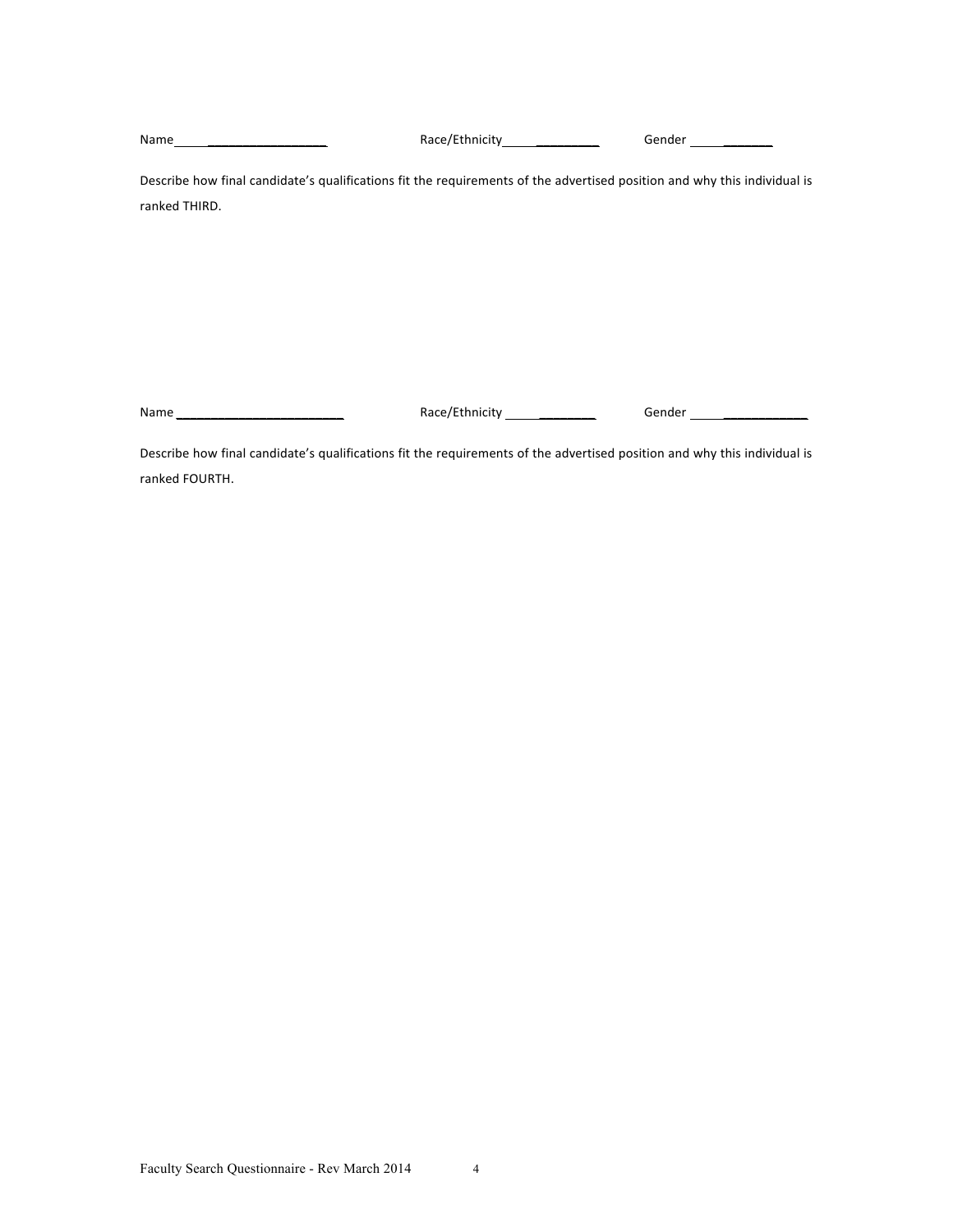Name ____________________ Race/Ethnicity ____________ Gender __________

Describe how final candidate's qualifications fit the requirements of the advertised position and why this individual is ranked THIRD.

Name ________________________ Race/Ethnicity ____________ Gender ______________

Describe how final candidate's qualifications fit the requirements of the advertised position and why this individual is ranked FOURTH.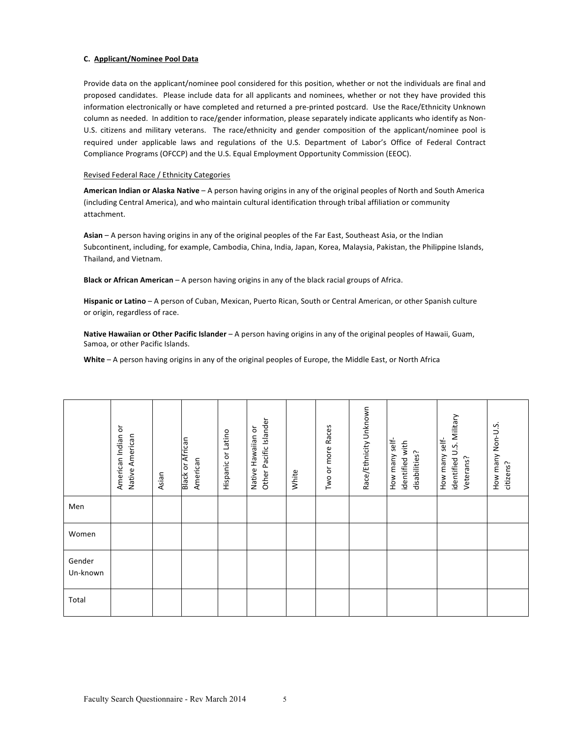**C. Applicant/Nominee Pool Data**

Provide data on the applicant/nominee pool considered for this position, whether or not the individuals are final and proposed candidates. Please include data for all applicants and nominees, whether or not they have provided this information electronically or have completed and returned a pre-printed postcard. Use the Race/Ethnicity Unknown column as needed. In addition to race/gender information, please separately indicate applicants who identify as Non-U.S. citizens and military veterans. The race/ethnicity and gender composition of the applicant/nominee pool is required under applicable laws and regulations of the U.S. Department of Labor's Office of Federal Contract Compliance Programs (OFCCP) and the U.S. Equal Employment Opportunity Commission (EEOC).

Revised Federal Race / Ethnicity Categories

**American Indian or Alaska Native** – A person having origins in any of the original peoples of North and South America (including Central America), and who maintain cultural identification through tribal affiliation or community attachment.

**Asian** – A person having origins in any of the original peoples of the Far East, Southeast Asia, or the Indian Subcontinent, including, for example, Cambodia, China, India, Japan, Korea, Malaysia, Pakistan, the Philippine Islands, Thailand, and Vietnam.

**Black or African American** – A person having origins in any of the black racial groups of Africa.

**Hispanic or Latino** – A person of Cuban, Mexican, Puerto Rican, South or Central American, or other Spanish culture or origin, regardless of race.

**Native Hawaiian or Other Pacific Islander** – A person having origins in any of the original peoples of Hawaii, Guam, Samoa, or other Pacific Islands.

**White** – A person having origins in any of the original peoples of Europe, the Middle East, or North Africa

| | American Indian or Native American | Asian | Black or African American | Hispanic or Latino | Native Hawaiian or Other Pacific Islander | White | Two or more Races | Race/Ethnicity Unknown | How many self-identified with disabilities? | How many self-identified U.S. Military Veterans? | How many Non-U.S. citizens? |
|---|---|---|---|---|---|---|---|---|---|---|---|
| Men | | | | | | | | | | | |
| Women | | | | | | | | | | | |
| Gender Un-known | | | | | | | | | | | |
| Total | | | | | | | | | | | |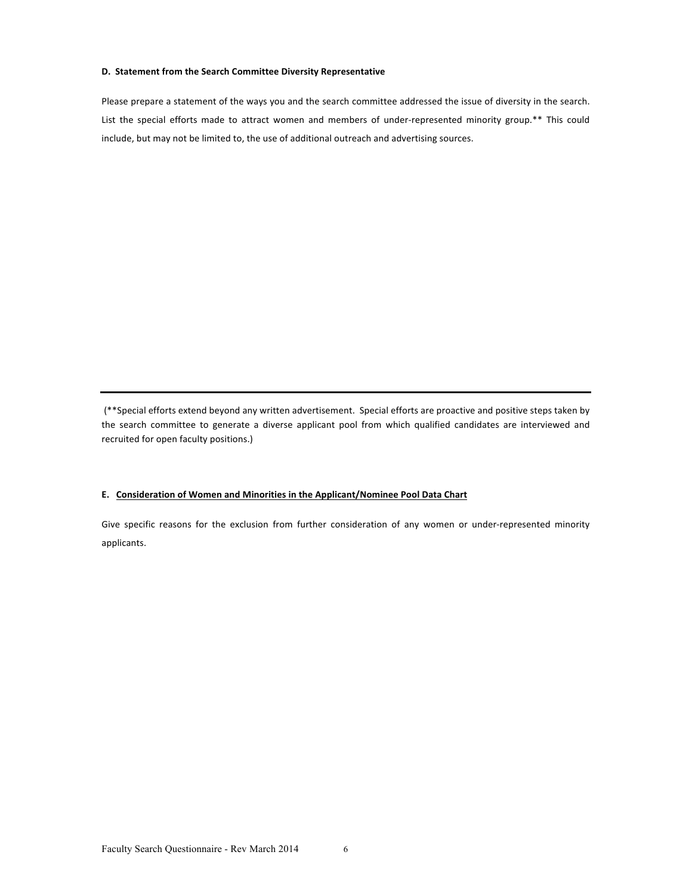**D. Statement from the Search Committee Diversity Representative**

Please prepare a statement of the ways you and the search committee addressed the issue of diversity in the search. List the special efforts made to attract women and members of under-represented minority group.** This could include, but may not be limited to, the use of additional outreach and advertising sources.

---

(**Special efforts extend beyond any written advertisement. Special efforts are proactive and positive steps taken by the search committee to generate a diverse applicant pool from which qualified candidates are interviewed and recruited for open faculty positions.)

**E. <u>Consideration of Women and Minorities in the Applicant/Nominee Pool Data Chart</u>**

Give specific reasons for the exclusion from further consideration of any women or under-represented minority applicants.